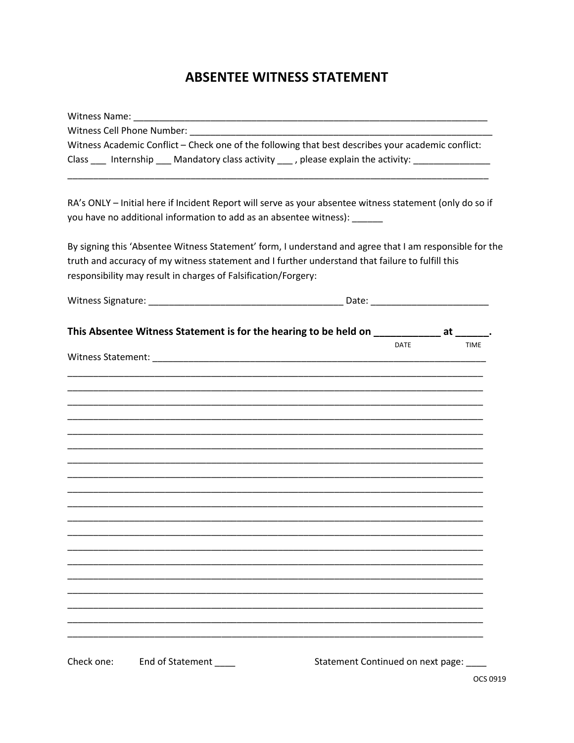# ABSENTEE WITNESS STATEMENT

Witness Name: ______________________________________________________________________

Witness Cell Phone Number: ___________________________________________________________

Witness Academic Conflict – Check one of the following that best describes your academic conflict:

Class ___ Internship ___ Mandatory class activity ___ , please explain the activity: _______________

_____________________________________________________________________________________

RA's ONLY – Initial here if Incident Report will serve as your absentee witness statement (only do so if you have no additional information to add as an absentee witness): ______

By signing this 'Absentee Witness Statement' form, I understand and agree that I am responsible for the truth and accuracy of my witness statement and I further understand that failure to fulfill this responsibility may result in charges of Falsification/Forgery:

Witness Signature: ______________________________________ Date: _______________________

**This Absentee Witness Statement is for the hearing to be held on ____________ at ______.**

DATE TIME

Witness Statement: __________________________________________________________________

_____________________________________________________________________________________

_____________________________________________________________________________________

_____________________________________________________________________________________

_____________________________________________________________________________________

_____________________________________________________________________________________

_____________________________________________________________________________________

_____________________________________________________________________________________

_____________________________________________________________________________________

_____________________________________________________________________________________

_____________________________________________________________________________________

_____________________________________________________________________________________

_____________________________________________________________________________________

_____________________________________________________________________________________

_____________________________________________________________________________________

_____________________________________________________________________________________

_____________________________________________________________________________________

_____________________________________________________________________________________

_____________________________________________________________________________________

_____________________________________________________________________________________

Check one: End of Statement ____ Statement Continued on next page: ____

OCS 0919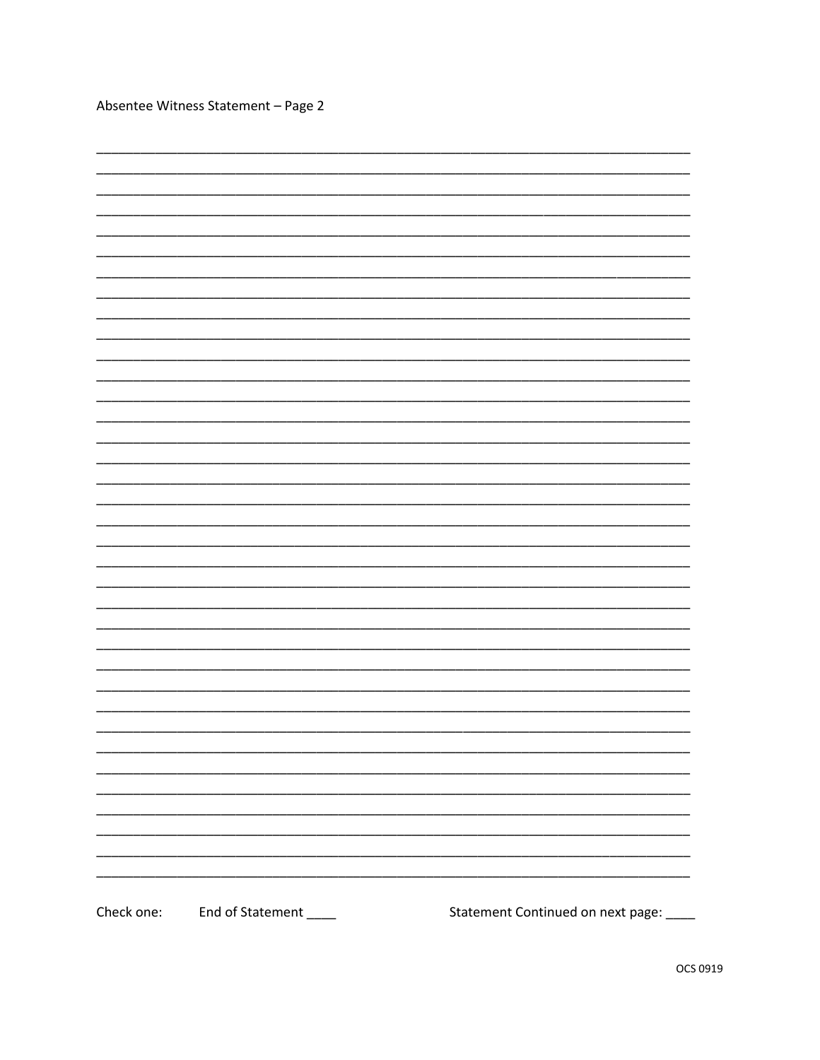Absentee Witness Statement – Page 2

Check one: End of Statement ____ Statement Continued on next page: ____